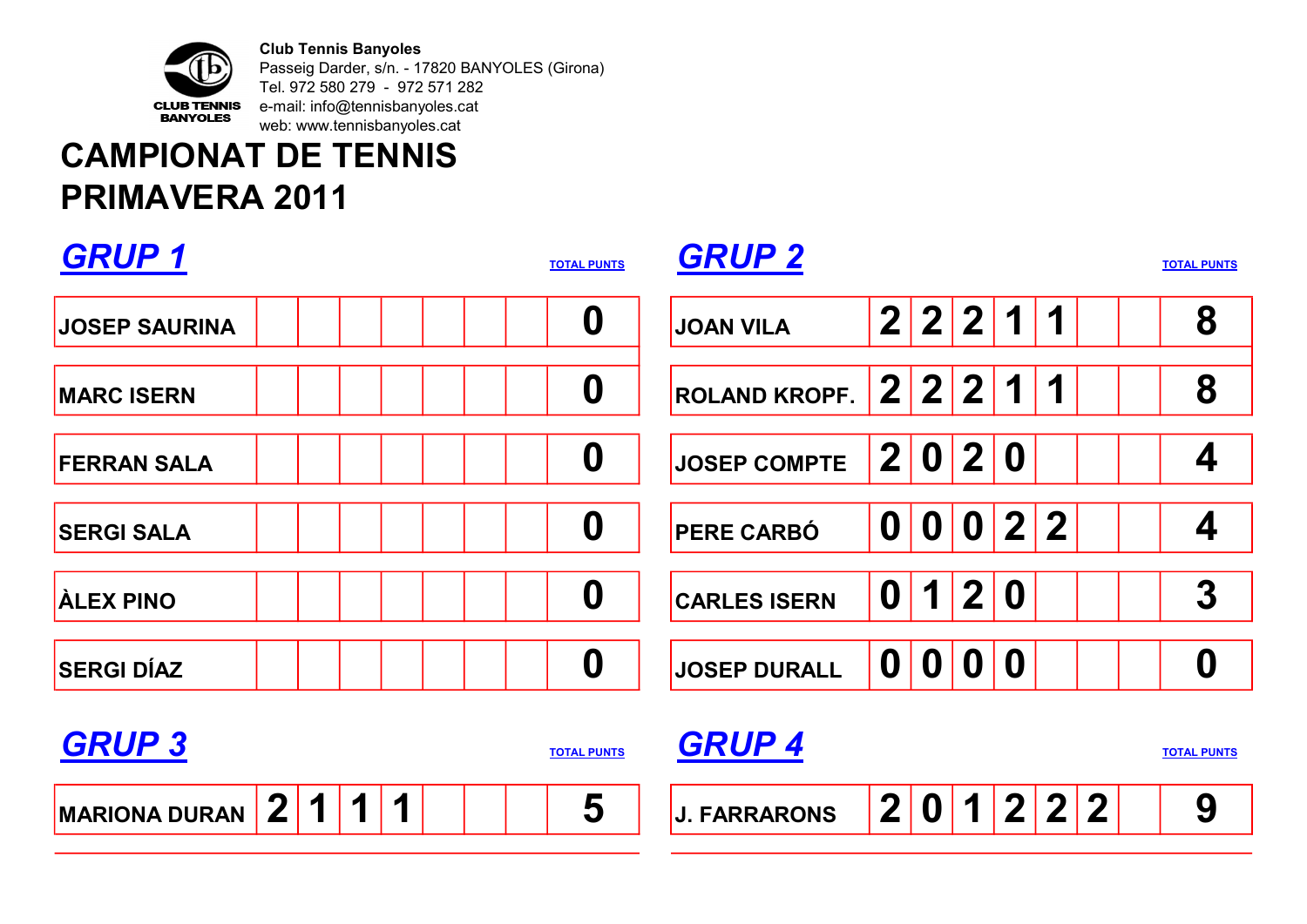**Club Tennis Banyoles**
Passeig Darder, s/n. - 17820 BANYOLES (Girona)
Tel. 972 580 279 - 972 571 282
e-mail: info@tennisbanyoles.cat
web: www.tennisbanyoles.cat

# CAMPIONAT DE TENNIS PRIMAVERA 2011

## GRUP 1

| | | | | | | | | TOTAL PUNTS |
|---|---|---|---|---|---|---|---|---|
| JOSEP SAURINA | | | | | | | | 0 |
| MARC ISERN | | | | | | | | 0 |
| FERRAN SALA | | | | | | | | 0 |
| SERGI SALA | | | | | | | | 0 |
| ÀLEX PINO | | | | | | | | 0 |
| SERGI DÍAZ | | | | | | | | 0 |

## GRUP 2

| | | | | | | | | TOTAL PUNTS |
|---|---|---|---|---|---|---|---|---|
| JOAN VILA | 2 | 2 | 2 | 1 | 1 | | | 8 |
| ROLAND KROPF. | 2 | 2 | 2 | 1 | 1 | | | 8 |
| JOSEP COMPTE | 2 | 0 | 2 | 0 | | | | 4 |
| PERE CARBÓ | 0 | 0 | 0 | 2 | 2 | | | 4 |
| CARLES ISERN | 0 | 1 | 2 | 0 | | | | 3 |
| JOSEP DURALL | 0 | 0 | 0 | 0 | | | | 0 |

## GRUP 3

| | | | | | | | | TOTAL PUNTS |
|---|---|---|---|---|---|---|---|---|
| MARIONA DURAN | 2 | 1 | 1 | 1 | | | | 5 |

## GRUP 4

| | | | | | | | | TOTAL PUNTS |
|---|---|---|---|---|---|---|---|---|
| J. FARRARONS | 2 | 0 | 1 | 2 | 2 | 2 | | 9 |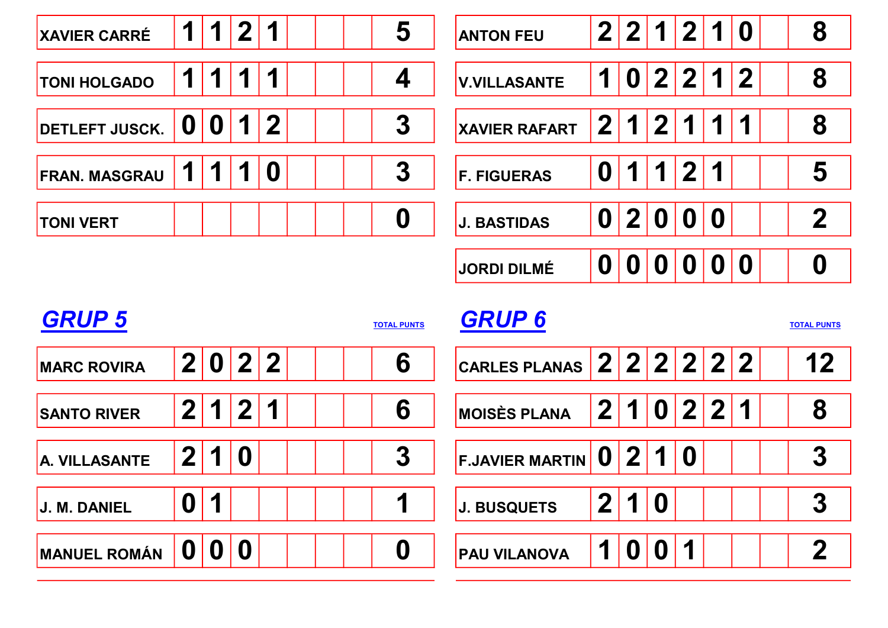| | | | | | | | | |
|---|---|---|---|---|---|---|---|---|
| XAVIER CARRÉ | 1 | 1 | 2 | 1 | | | | 5 |
| TONI HOLGADO | 1 | 1 | 1 | 1 | | | | 4 |
| DETLEFT JUSCK. | 0 | 0 | 1 | 2 | | | | 3 |
| FRAN. MASGRAU | 1 | 1 | 1 | 0 | | | | 3 |
| TONI VERT | | | | | | | | 0 |

| | | | | | | | | |
|---|---|---|---|---|---|---|---|---|
| ANTON FEU | 2 | 2 | 1 | 2 | 1 | 0 | | 8 |
| V.VILLASANTE | 1 | 0 | 2 | 2 | 1 | 2 | | 8 |
| XAVIER RAFART | 2 | 1 | 2 | 1 | 1 | 1 | | 8 |
| F. FIGUERAS | 0 | 1 | 1 | 2 | 1 | | | 5 |
| J. BASTIDAS | 0 | 2 | 0 | 0 | 0 | | | 2 |
| JORDI DILMÉ | 0 | 0 | 0 | 0 | 0 | 0 | | 0 |

## GRUP 5

| | | | | | | | | TOTAL PUNTS |
|---|---|---|---|---|---|---|---|---|
| MARC ROVIRA | 2 | 0 | 2 | 2 | | | | 6 |
| SANTO RIVER | 2 | 1 | 2 | 1 | | | | 6 |
| A. VILLASANTE | 2 | 1 | 0 | | | | | 3 |
| J. M. DANIEL | 0 | 1 | | | | | | 1 |
| MANUEL ROMÁN | 0 | 0 | 0 | | | | | 0 |

## GRUP 6

| | | | | | | | | TOTAL PUNTS |
|---|---|---|---|---|---|---|---|---|
| CARLES PLANAS | 2 | 2 | 2 | 2 | 2 | 2 | | 12 |
| MOISÈS PLANA | 2 | 1 | 0 | 2 | 2 | 1 | | 8 |
| F.JAVIER MARTIN | 0 | 2 | 1 | 0 | | | | 3 |
| J. BUSQUETS | 2 | 1 | 0 | | | | | 3 |
| PAU VILANOVA | 1 | 0 | 0 | 1 | | | | 2 |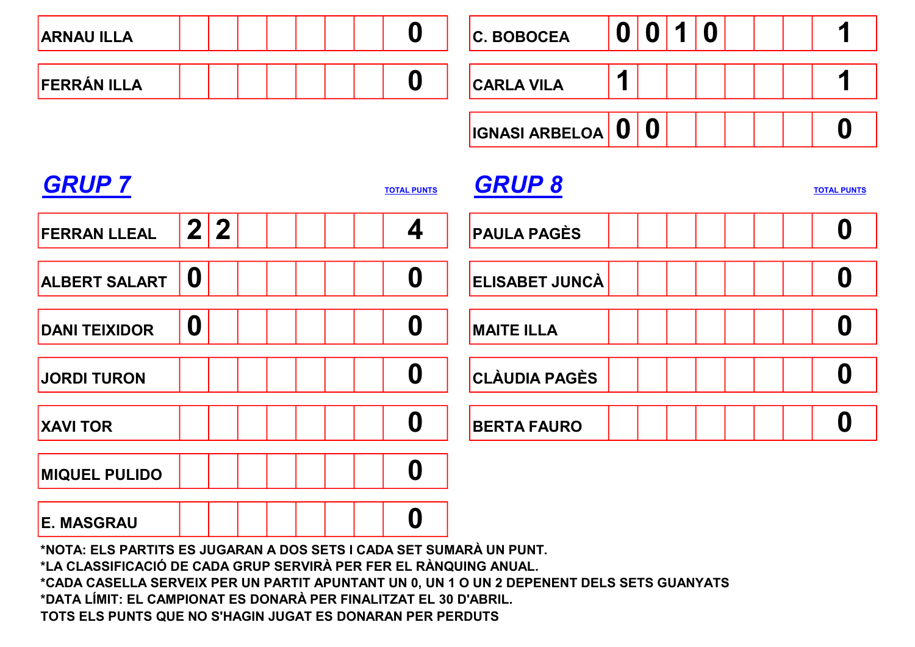| | | | | | | | | |
|---|---|---|---|---|---|---|---|---|
| ARNAU ILLA | | | | | | | | 0 |
| FERRÁN ILLA | | | | | | | | 0 |

| | | | | | | | | |
|---|---|---|---|---|---|---|---|---|
| C. BOBOCEA | 0 | 0 | 1 | 0 | | | | 1 |
| CARLA VILA | 1 | | | | | | | 1 |
| IGNASI ARBELOA | 0 | 0 | | | | | | 0 |

## GRUP 7

| | | | | | | | | TOTAL PUNTS |
|---|---|---|---|---|---|---|---|---|
| FERRAN LLEAL | 2 | 2 | | | | | | 4 |
| ALBERT SALART | 0 | | | | | | | 0 |
| DANI TEIXIDOR | 0 | | | | | | | 0 |
| JORDI TURON | | | | | | | | 0 |
| XAVI TOR | | | | | | | | 0 |
| MIQUEL PULIDO | | | | | | | | 0 |
| E. MASGRAU | | | | | | | | 0 |

## GRUP 8

| | | | | | | | | TOTAL PUNTS |
|---|---|---|---|---|---|---|---|---|
| PAULA PAGÈS | | | | | | | | 0 |
| ELISABET JUNCÀ | | | | | | | | 0 |
| MAITE ILLA | | | | | | | | 0 |
| CLÀUDIA PAGÈS | | | | | | | | 0 |
| BERTA FAURO | | | | | | | | 0 |

*NOTA: ELS PARTITS ES JUGARAN A DOS SETS I CADA SET SUMARÀ UN PUNT.
*LA CLASSIFICACIÓ DE CADA GRUP SERVIRÀ PER FER EL RÀNQUING ANUAL.
*CADA CASELLA SERVEIX PER UN PARTIT APUNTANT UN 0, UN 1 O UN 2 DEPENENT DELS SETS GUANYATS
*DATA LÍMIT: EL CAMPIONAT ES DONARÀ PER FINALITZAT EL 30 D'ABRIL.
TOTS ELS PUNTS QUE NO S'HAGIN JUGAT ES DONARAN PER PERDUTS